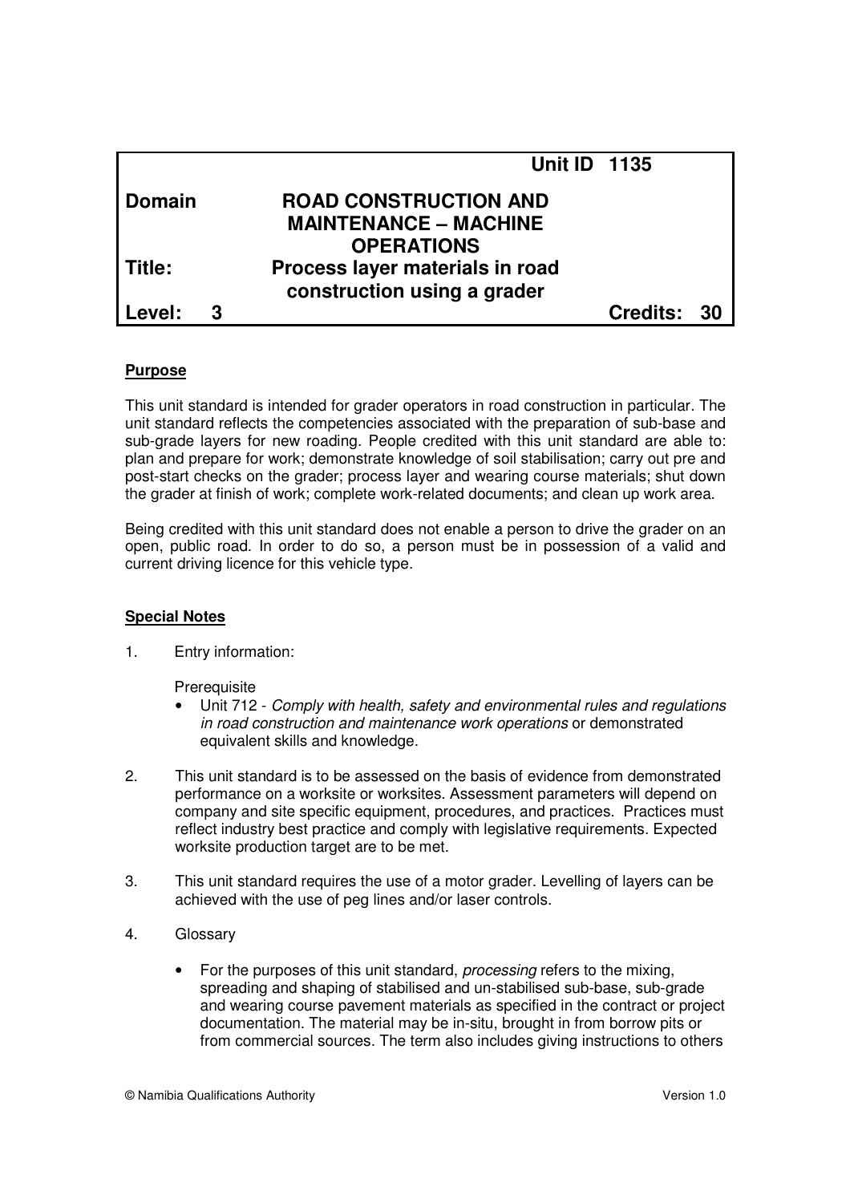| | Unit ID 1135 |
|---|---|
| **Domain** | **ROAD CONSTRUCTION AND MAINTENANCE – MACHINE OPERATIONS** |
| **Title:** | **Process layer materials in road construction using a grader** |
| **Level: 3** | **Credits: 30** |

**Purpose**

This unit standard is intended for grader operators in road construction in particular. The unit standard reflects the competencies associated with the preparation of sub-base and sub-grade layers for new roading. People credited with this unit standard are able to: plan and prepare for work; demonstrate knowledge of soil stabilisation; carry out pre and post-start checks on the grader; process layer and wearing course materials; shut down the grader at finish of work; complete work-related documents; and clean up work area.

Being credited with this unit standard does not enable a person to drive the grader on an open, public road. In order to do so, a person must be in possession of a valid and current driving licence for this vehicle type.

**Special Notes**

1. Entry information:

   Prerequisite
   - Unit 712 - *Comply with health, safety and environmental rules and regulations in road construction and maintenance work operations* or demonstrated equivalent skills and knowledge.

2. This unit standard is to be assessed on the basis of evidence from demonstrated performance on a worksite or worksites. Assessment parameters will depend on company and site specific equipment, procedures, and practices. Practices must reflect industry best practice and comply with legislative requirements. Expected worksite production target are to be met.

3. This unit standard requires the use of a motor grader. Levelling of layers can be achieved with the use of peg lines and/or laser controls.

4. Glossary

   - For the purposes of this unit standard, *processing* refers to the mixing, spreading and shaping of stabilised and un-stabilised sub-base, sub-grade and wearing course pavement materials as specified in the contract or project documentation. The material may be in-situ, brought in from borrow pits or from commercial sources. The term also includes giving instructions to others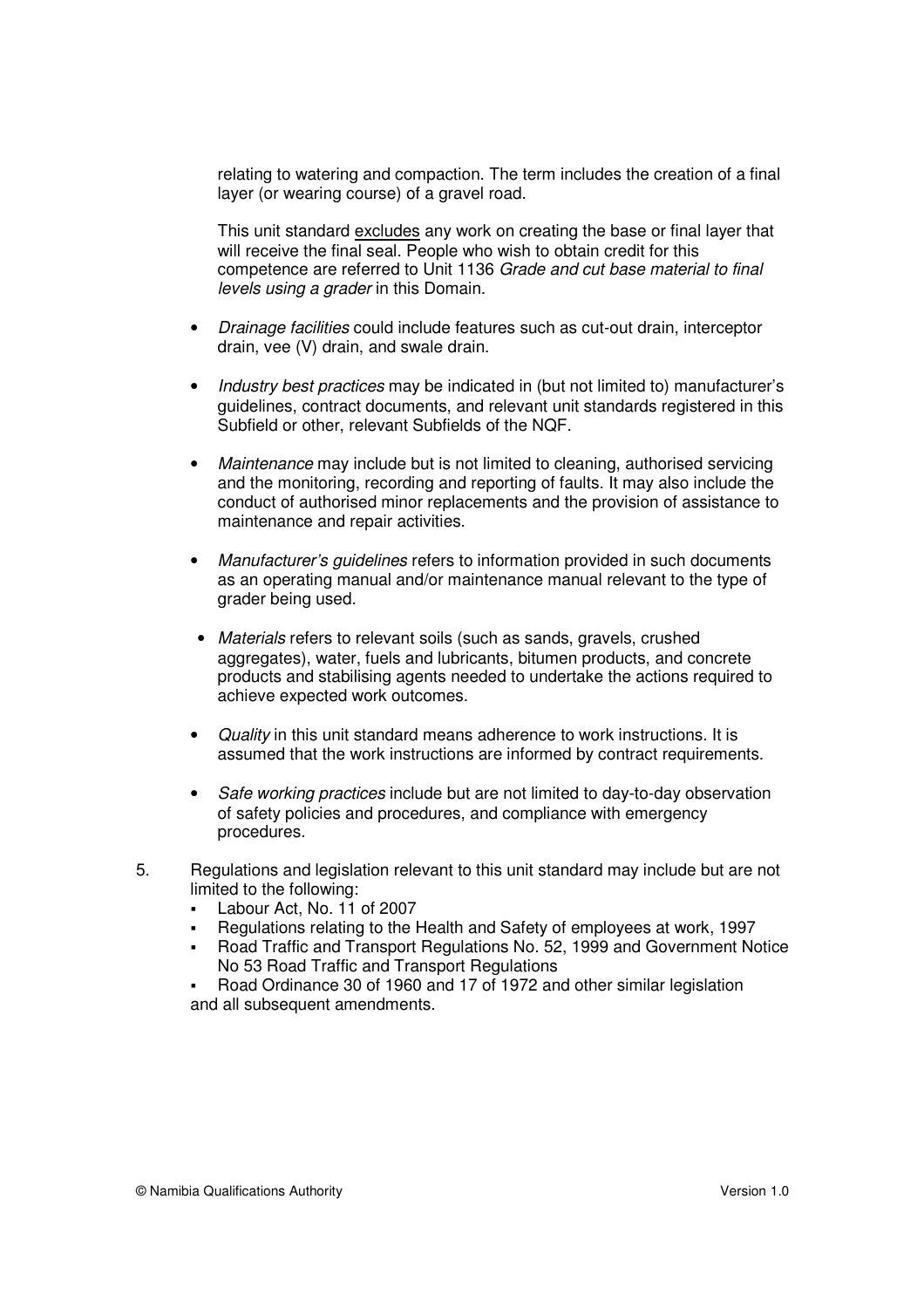relating to watering and compaction. The term includes the creation of a final layer (or wearing course) of a gravel road.

This unit standard <u>excludes</u> any work on creating the base or final layer that will receive the final seal. People who wish to obtain credit for this competence are referred to Unit 1136 *Grade and cut base material to final levels using a grader* in this Domain.

- *Drainage facilities* could include features such as cut-out drain, interceptor drain, vee (V) drain, and swale drain.
- *Industry best practices* may be indicated in (but not limited to) manufacturer's guidelines, contract documents, and relevant unit standards registered in this Subfield or other, relevant Subfields of the NQF.
- *Maintenance* may include but is not limited to cleaning, authorised servicing and the monitoring, recording and reporting of faults. It may also include the conduct of authorised minor replacements and the provision of assistance to maintenance and repair activities.
- *Manufacturer's guidelines* refers to information provided in such documents as an operating manual and/or maintenance manual relevant to the type of grader being used.
- *Materials* refers to relevant soils (such as sands, gravels, crushed aggregates), water, fuels and lubricants, bitumen products, and concrete products and stabilising agents needed to undertake the actions required to achieve expected work outcomes.
- *Quality* in this unit standard means adherence to work instructions. It is assumed that the work instructions are informed by contract requirements.
- *Safe working practices* include but are not limited to day-to-day observation of safety policies and procedures, and compliance with emergency procedures.

5. Regulations and legislation relevant to this unit standard may include but are not limited to the following:
   - Labour Act, No. 11 of 2007
   - Regulations relating to the Health and Safety of employees at work, 1997
   - Road Traffic and Transport Regulations No. 52, 1999 and Government Notice No 53 Road Traffic and Transport Regulations
   - Road Ordinance 30 of 1960 and 17 of 1972 and other similar legislation

   and all subsequent amendments.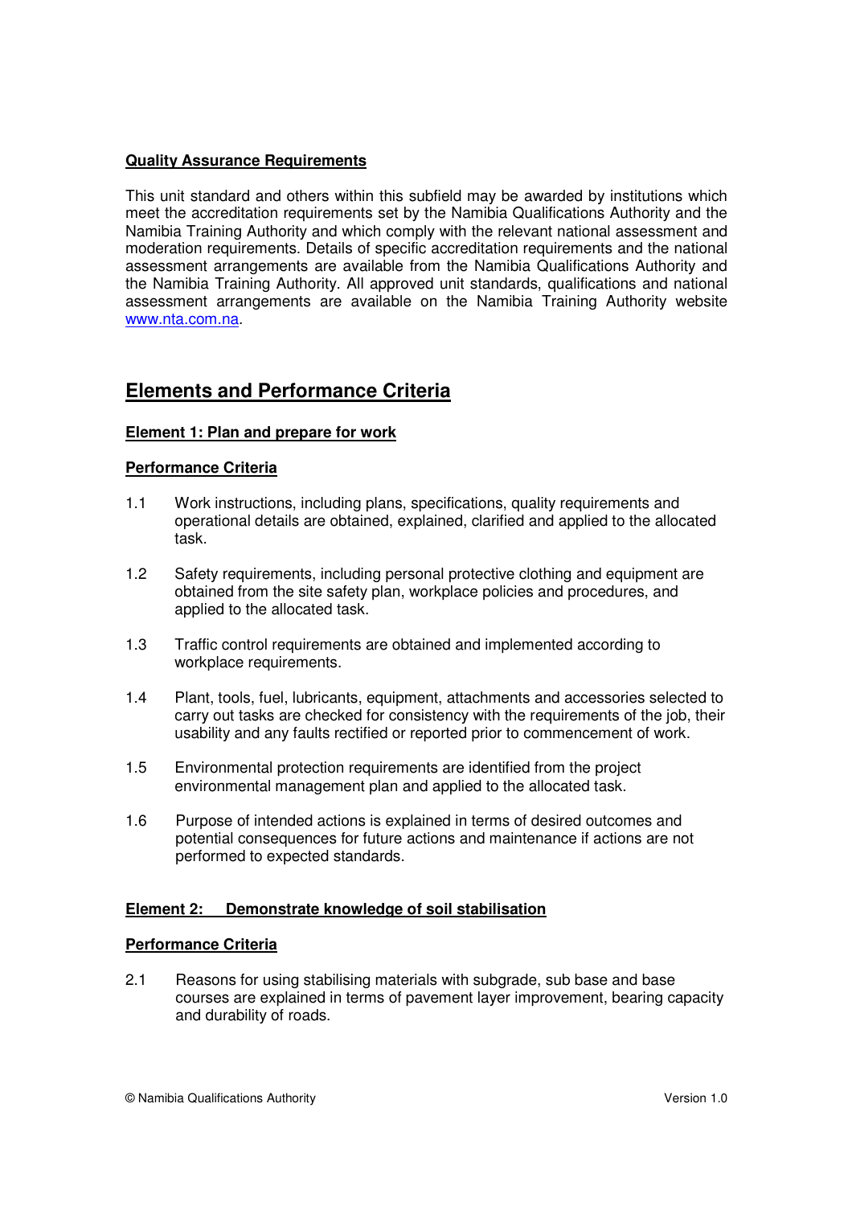**Quality Assurance Requirements**

This unit standard and others within this subfield may be awarded by institutions which meet the accreditation requirements set by the Namibia Qualifications Authority and the Namibia Training Authority and which comply with the relevant national assessment and moderation requirements. Details of specific accreditation requirements and the national assessment arrangements are available from the Namibia Qualifications Authority and the Namibia Training Authority. All approved unit standards, qualifications and national assessment arrangements are available on the Namibia Training Authority website www.nta.com.na.

## Elements and Performance Criteria

**Element 1: Plan and prepare for work**

**Performance Criteria**

1.1 Work instructions, including plans, specifications, quality requirements and operational details are obtained, explained, clarified and applied to the allocated task.

1.2 Safety requirements, including personal protective clothing and equipment are obtained from the site safety plan, workplace policies and procedures, and applied to the allocated task.

1.3 Traffic control requirements are obtained and implemented according to workplace requirements.

1.4 Plant, tools, fuel, lubricants, equipment, attachments and accessories selected to carry out tasks are checked for consistency with the requirements of the job, their usability and any faults rectified or reported prior to commencement of work.

1.5 Environmental protection requirements are identified from the project environmental management plan and applied to the allocated task.

1.6 Purpose of intended actions is explained in terms of desired outcomes and potential consequences for future actions and maintenance if actions are not performed to expected standards.

**Element 2: Demonstrate knowledge of soil stabilisation**

**Performance Criteria**

2.1 Reasons for using stabilising materials with subgrade, sub base and base courses are explained in terms of pavement layer improvement, bearing capacity and durability of roads.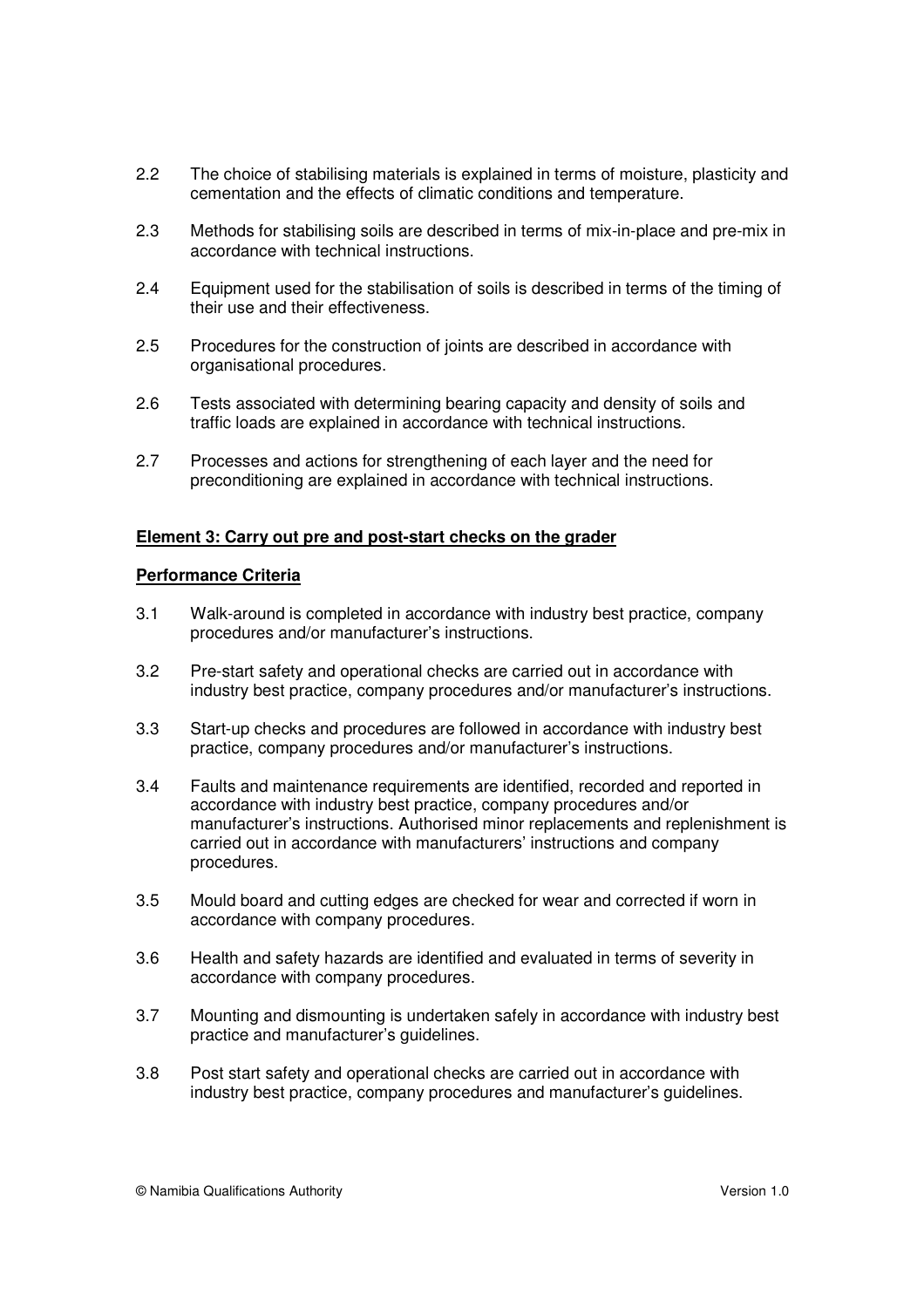2.2 The choice of stabilising materials is explained in terms of moisture, plasticity and cementation and the effects of climatic conditions and temperature.

2.3 Methods for stabilising soils are described in terms of mix-in-place and pre-mix in accordance with technical instructions.

2.4 Equipment used for the stabilisation of soils is described in terms of the timing of their use and their effectiveness.

2.5 Procedures for the construction of joints are described in accordance with organisational procedures.

2.6 Tests associated with determining bearing capacity and density of soils and traffic loads are explained in accordance with technical instructions.

2.7 Processes and actions for strengthening of each layer and the need for preconditioning are explained in accordance with technical instructions.

**Element 3: Carry out pre and post-start checks on the grader**

**Performance Criteria**

3.1 Walk-around is completed in accordance with industry best practice, company procedures and/or manufacturer's instructions.

3.2 Pre-start safety and operational checks are carried out in accordance with industry best practice, company procedures and/or manufacturer's instructions.

3.3 Start-up checks and procedures are followed in accordance with industry best practice, company procedures and/or manufacturer's instructions.

3.4 Faults and maintenance requirements are identified, recorded and reported in accordance with industry best practice, company procedures and/or manufacturer's instructions. Authorised minor replacements and replenishment is carried out in accordance with manufacturers' instructions and company procedures.

3.5 Mould board and cutting edges are checked for wear and corrected if worn in accordance with company procedures.

3.6 Health and safety hazards are identified and evaluated in terms of severity in accordance with company procedures.

3.7 Mounting and dismounting is undertaken safely in accordance with industry best practice and manufacturer's guidelines.

3.8 Post start safety and operational checks are carried out in accordance with industry best practice, company procedures and manufacturer's guidelines.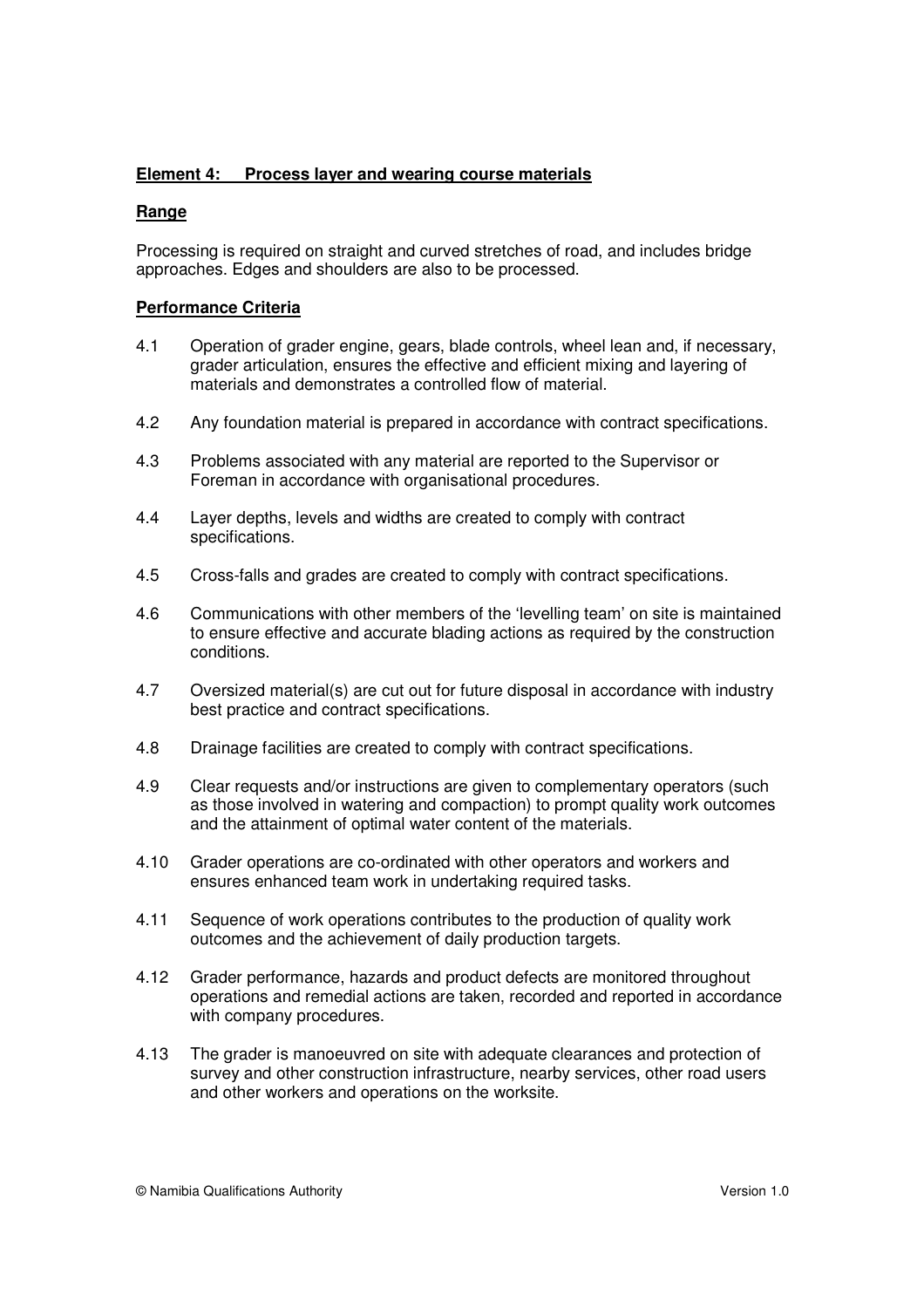**Element 4: Process layer and wearing course materials**

**Range**

Processing is required on straight and curved stretches of road, and includes bridge approaches. Edges and shoulders are also to be processed.

**Performance Criteria**

4.1 Operation of grader engine, gears, blade controls, wheel lean and, if necessary, grader articulation, ensures the effective and efficient mixing and layering of materials and demonstrates a controlled flow of material.

4.2 Any foundation material is prepared in accordance with contract specifications.

4.3 Problems associated with any material are reported to the Supervisor or Foreman in accordance with organisational procedures.

4.4 Layer depths, levels and widths are created to comply with contract specifications.

4.5 Cross-falls and grades are created to comply with contract specifications.

4.6 Communications with other members of the 'levelling team' on site is maintained to ensure effective and accurate blading actions as required by the construction conditions.

4.7 Oversized material(s) are cut out for future disposal in accordance with industry best practice and contract specifications.

4.8 Drainage facilities are created to comply with contract specifications.

4.9 Clear requests and/or instructions are given to complementary operators (such as those involved in watering and compaction) to prompt quality work outcomes and the attainment of optimal water content of the materials.

4.10 Grader operations are co-ordinated with other operators and workers and ensures enhanced team work in undertaking required tasks.

4.11 Sequence of work operations contributes to the production of quality work outcomes and the achievement of daily production targets.

4.12 Grader performance, hazards and product defects are monitored throughout operations and remedial actions are taken, recorded and reported in accordance with company procedures.

4.13 The grader is manoeuvred on site with adequate clearances and protection of survey and other construction infrastructure, nearby services, other road users and other workers and operations on the worksite.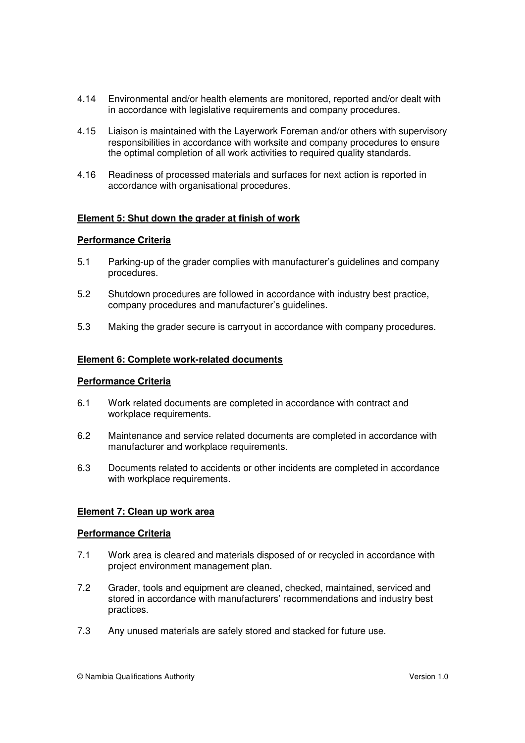4.14 Environmental and/or health elements are monitored, reported and/or dealt with in accordance with legislative requirements and company procedures.

4.15 Liaison is maintained with the Layerwork Foreman and/or others with supervisory responsibilities in accordance with worksite and company procedures to ensure the optimal completion of all work activities to required quality standards.

4.16 Readiness of processed materials and surfaces for next action is reported in accordance with organisational procedures.

**Element 5: Shut down the grader at finish of work**

**Performance Criteria**

5.1 Parking-up of the grader complies with manufacturer's guidelines and company procedures.

5.2 Shutdown procedures are followed in accordance with industry best practice, company procedures and manufacturer's guidelines.

5.3 Making the grader secure is carryout in accordance with company procedures.

**Element 6: Complete work-related documents**

**Performance Criteria**

6.1 Work related documents are completed in accordance with contract and workplace requirements.

6.2 Maintenance and service related documents are completed in accordance with manufacturer and workplace requirements.

6.3 Documents related to accidents or other incidents are completed in accordance with workplace requirements.

**Element 7: Clean up work area**

**Performance Criteria**

7.1 Work area is cleared and materials disposed of or recycled in accordance with project environment management plan.

7.2 Grader, tools and equipment are cleaned, checked, maintained, serviced and stored in accordance with manufacturers' recommendations and industry best practices.

7.3 Any unused materials are safely stored and stacked for future use.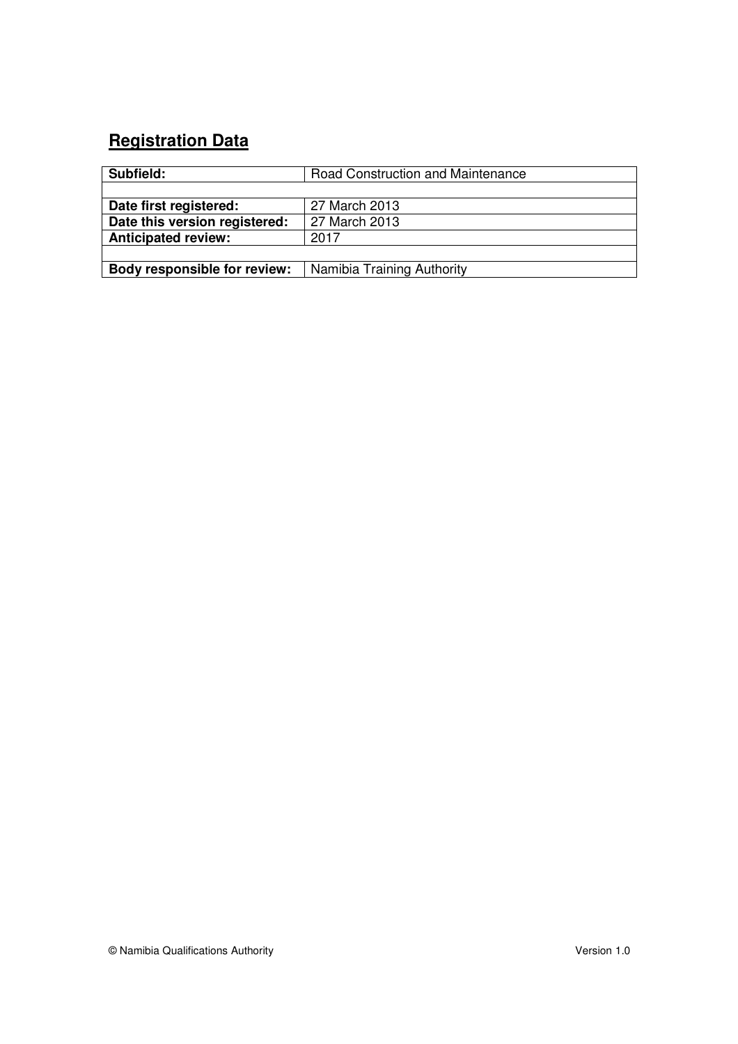## Registration Data

| | |
|---|---|
| **Subfield:** | Road Construction and Maintenance |
| | |
| **Date first registered:** | 27 March 2013 |
| **Date this version registered:** | 27 March 2013 |
| **Anticipated review:** | 2017 |
| | |
| **Body responsible for review:** | Namibia Training Authority |